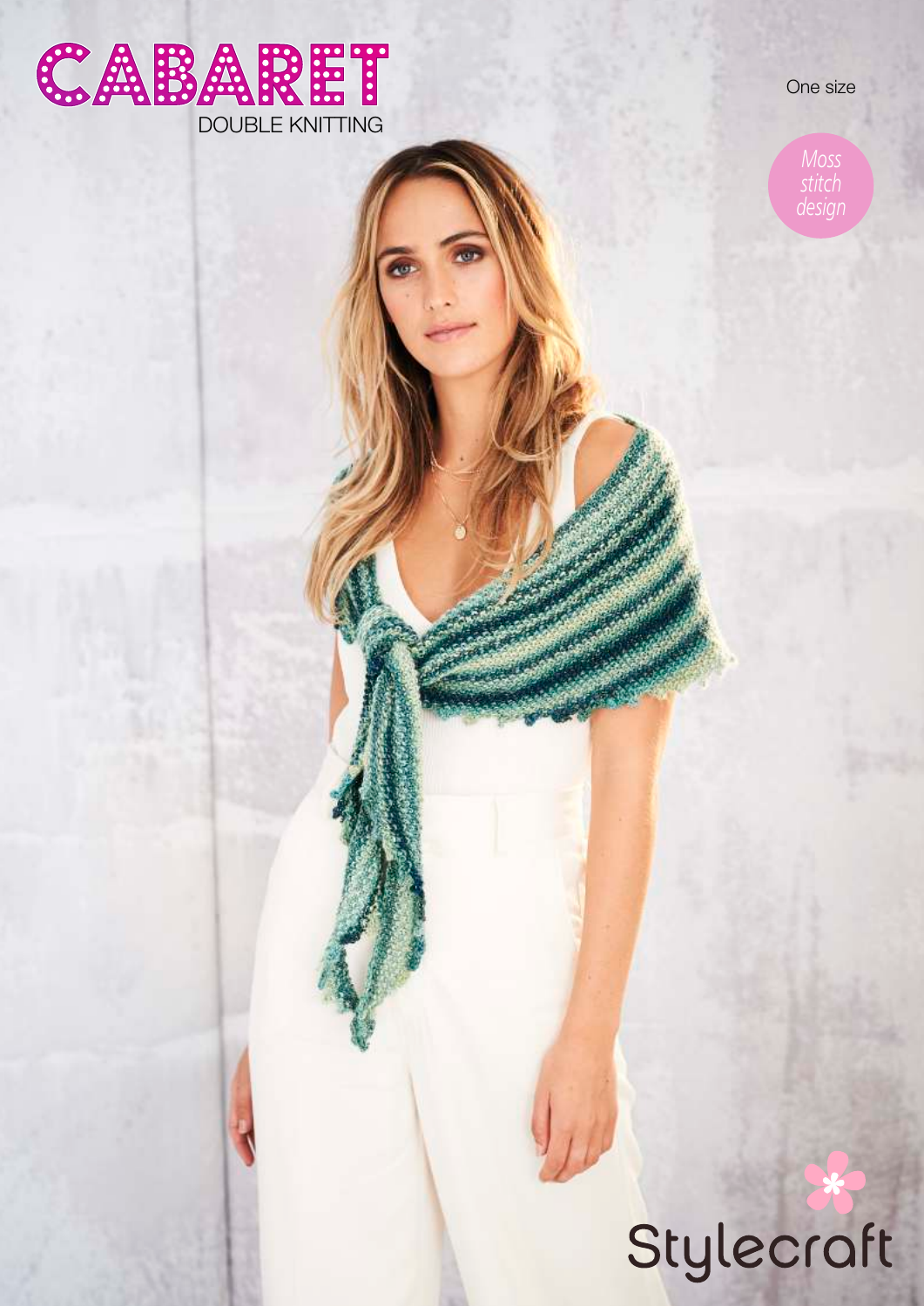# CABARET

DOUBLE KNITTING

One size

*Moss stitch design*

Stylecraft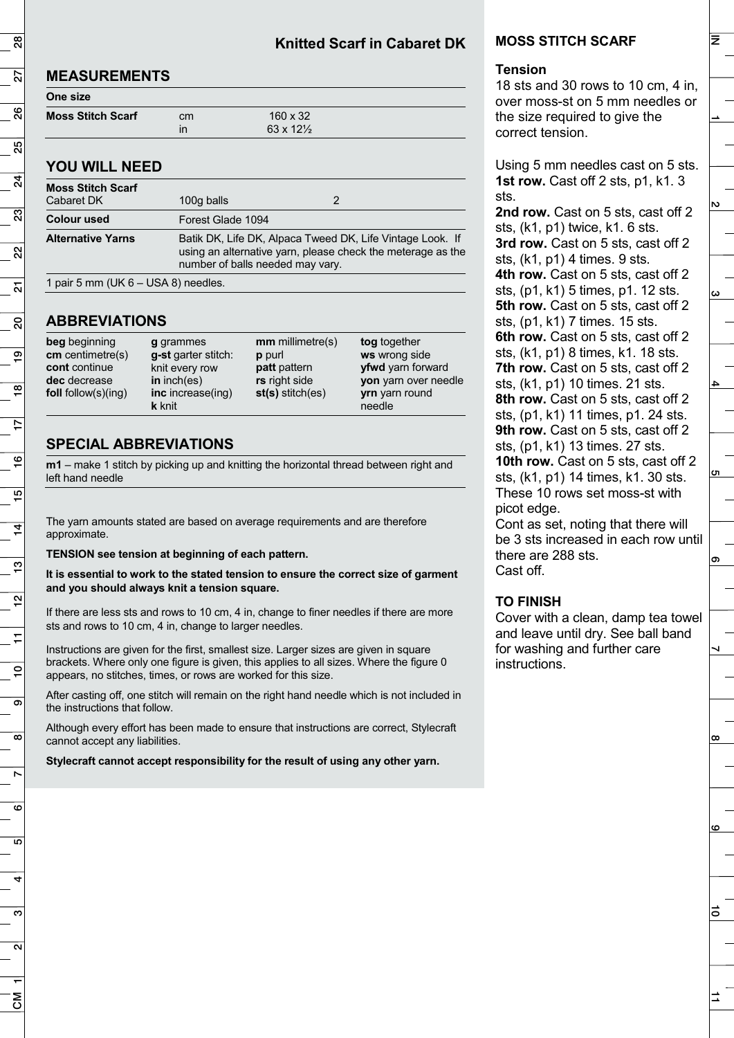## Knitted Scarf in Cabaret DK

## MEASUREMENTS

| One size | | |
|---|---|---|
| **Moss Stitch Scarf** | cm | 160 x 32 |
| | in | 63 x 12½ |

## YOU WILL NEED

| **Moss Stitch Scarf** | | |
|---|---|---|
| Cabaret DK | 100g balls | 2 |
| **Colour used** | Forest Glade 1094 | |
| **Alternative Yarns** | Batik DK, Life DK, Alpaca Tweed DK, Life Vintage Look. If using an alternative yarn, please check the meterage as the number of balls needed may vary. | |

1 pair 5 mm (UK 6 – USA 8) needles.

## ABBREVIATIONS

| | | | |
|---|---|---|---|
| **beg** beginning | **g** grammes | **mm** millimetre(s) | **tog** together |
| **cm** centimetre(s) | **g-st** garter stitch: knit every row | **p** purl | **ws** wrong side |
| **cont** continue | | **patt** pattern | **yfwd** yarn forward |
| **dec** decrease | **in** inch(es) | **rs** right side | **yon** yarn over needle |
| **foll** follow(s)(ing) | **inc** increase(ing) | **st(s)** stitch(es) | **yrn** yarn round needle |
| | **k** knit | | |

## SPECIAL ABBREVIATIONS

**m1** – make 1 stitch by picking up and knitting the horizontal thread between right and left hand needle

The yarn amounts stated are based on average requirements and are therefore approximate.

**TENSION see tension at beginning of each pattern.**

**It is essential to work to the stated tension to ensure the correct size of garment and you should always knit a tension square.**

If there are less sts and rows to 10 cm, 4 in, change to finer needles if there are more sts and rows to 10 cm, 4 in, change to larger needles.

Instructions are given for the first, smallest size. Larger sizes are given in square brackets. Where only one figure is given, this applies to all sizes. Where the figure 0 appears, no stitches, times, or rows are worked for this size.

After casting off, one stitch will remain on the right hand needle which is not included in the instructions that follow.

Although every effort has been made to ensure that instructions are correct, Stylecraft cannot accept any liabilities.

**Stylecraft cannot accept responsibility for the result of using any other yarn.**

## MOSS STITCH SCARF

**Tension**

18 sts and 30 rows to 10 cm, 4 in, over moss-st on 5 mm needles or the size required to give the correct tension.

Using 5 mm needles cast on 5 sts.

**1st row.** Cast off 2 sts, p1, k1. 3 sts.
**2nd row.** Cast on 5 sts, cast off 2 sts, (k1, p1) twice, k1. 6 sts.
**3rd row.** Cast on 5 sts, cast off 2 sts, (k1, p1) 4 times. 9 sts.
**4th row.** Cast on 5 sts, cast off 2 sts, (p1, k1) 5 times, p1. 12 sts.
**5th row.** Cast on 5 sts, cast off 2 sts, (p1, k1) 7 times. 15 sts.
**6th row.** Cast on 5 sts, cast off 2 sts, (k1, p1) 8 times, k1. 18 sts.
**7th row.** Cast on 5 sts, cast off 2 sts, (k1, p1) 10 times. 21 sts.
**8th row.** Cast on 5 sts, cast off 2 sts, (p1, k1) 11 times, p1. 24 sts.
**9th row.** Cast on 5 sts, cast off 2 sts, (p1, k1) 13 times. 27 sts.
**10th row.** Cast on 5 sts, cast off 2 sts, (k1, p1) 14 times, k1. 30 sts.
These 10 rows set moss-st with picot edge.
Cont as set, noting that there will be 3 sts increased in each row until there are 288 sts.
Cast off.

**TO FINISH**

Cover with a clean, damp tea towel and leave until dry. See ball band for washing and further care instructions.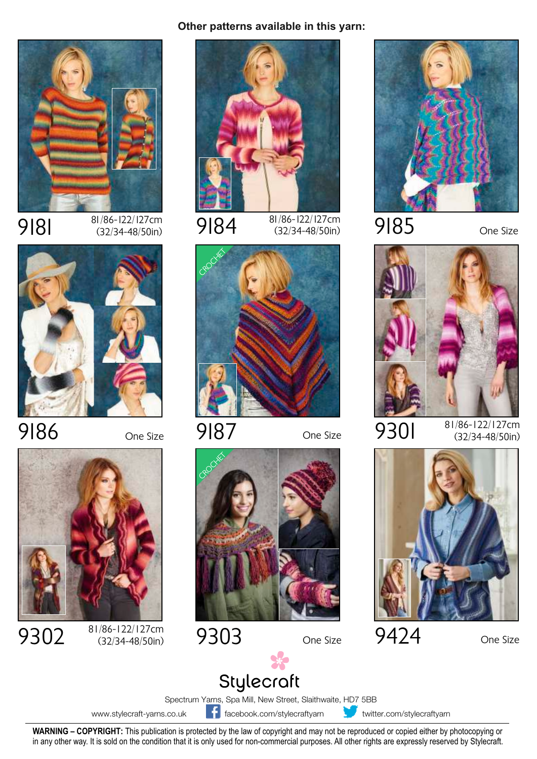**Other patterns available in this yarn:**

9181 — 81/86-122/127cm (32/34-48/50in)

9184 — 81/86-122/127cm (32/34-48/50in)

9185 — One Size

9186 — One Size

CROCHET

9187 — One Size

9301 — 81/86-122/127cm (32/34-48/50in)

9302 — 81/86-122/127cm (32/34-48/50in)

CROCHET

9303 — One Size

9424 — One Size

Stylecraft

Spectrum Yarns, Spa Mill, New Street, Slaithwaite, HD7 5BB

www.stylecraft-yarns.co.uk facebook.com/stylecraftyarn twitter.com/stylecraftyarn

**WARNING – COPYRIGHT:** This publication is protected by the law of copyright and may not be reproduced or copied either by photocopying or in any other way. It is sold on the condition that it is only used for non-commercial purposes. All other rights are expressly reserved by Stylecraft.